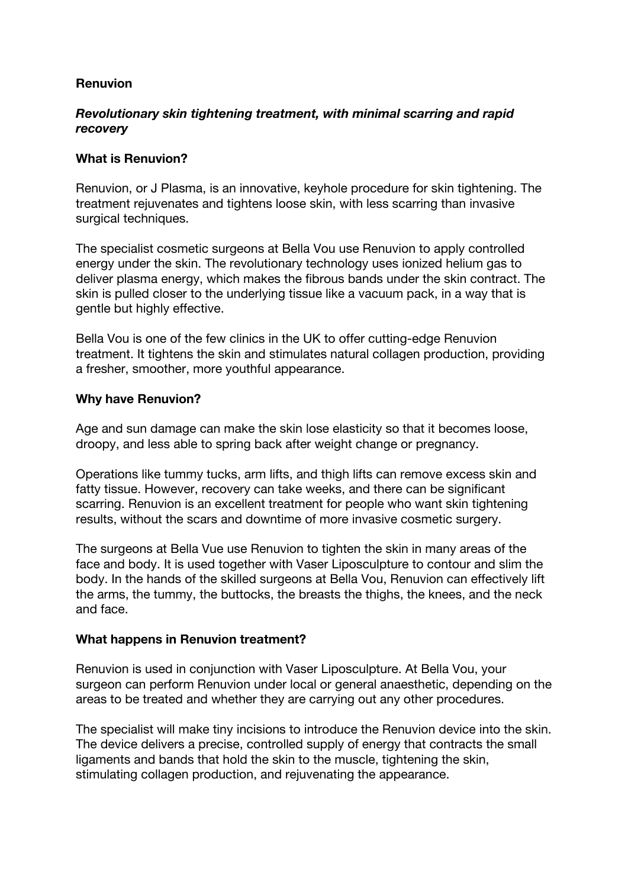# Renuvion

## *Revolutionary skin tightening treatment, with minimal scarring and rapid recovery*

### What is Renuvion?

Renuvion, or J Plasma, is an innovative, keyhole procedure for skin tightening. The treatment rejuvenates and tightens loose skin, with less scarring than invasive surgical techniques.

The specialist cosmetic surgeons at Bella Vou use Renuvion to apply controlled energy under the skin. The revolutionary technology uses ionized helium gas to deliver plasma energy, which makes the fibrous bands under the skin contract. The skin is pulled closer to the underlying tissue like a vacuum pack, in a way that is gentle but highly effective.

Bella Vou is one of the few clinics in the UK to offer cutting-edge Renuvion treatment. It tightens the skin and stimulates natural collagen production, providing a fresher, smoother, more youthful appearance.

### Why have Renuvion?

Age and sun damage can make the skin lose elasticity so that it becomes loose, droopy, and less able to spring back after weight change or pregnancy.

Operations like tummy tucks, arm lifts, and thigh lifts can remove excess skin and fatty tissue. However, recovery can take weeks, and there can be significant scarring. Renuvion is an excellent treatment for people who want skin tightening results, without the scars and downtime of more invasive cosmetic surgery.

The surgeons at Bella Vue use Renuvion to tighten the skin in many areas of the face and body. It is used together with Vaser Liposculpture to contour and slim the body. In the hands of the skilled surgeons at Bella Vou, Renuvion can effectively lift the arms, the tummy, the buttocks, the breasts the thighs, the knees, and the neck and face.

### What happens in Renuvion treatment?

Renuvion is used in conjunction with Vaser Liposculpture. At Bella Vou, your surgeon can perform Renuvion under local or general anaesthetic, depending on the areas to be treated and whether they are carrying out any other procedures.

The specialist will make tiny incisions to introduce the Renuvion device into the skin. The device delivers a precise, controlled supply of energy that contracts the small ligaments and bands that hold the skin to the muscle, tightening the skin, stimulating collagen production, and rejuvenating the appearance.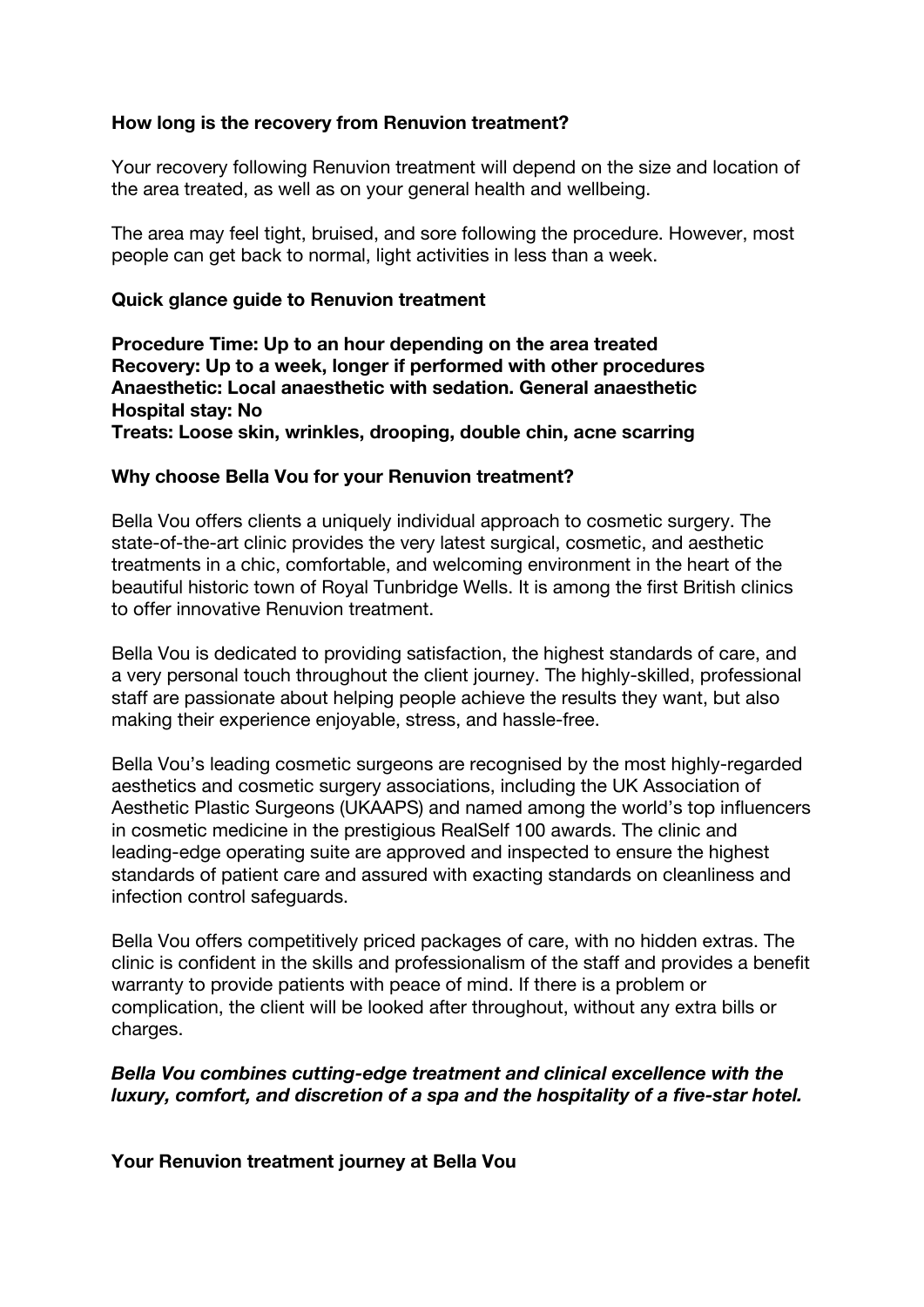**How long is the recovery from Renuvion treatment?**

Your recovery following Renuvion treatment will depend on the size and location of the area treated, as well as on your general health and wellbeing.

The area may feel tight, bruised, and sore following the procedure. However, most people can get back to normal, light activities in less than a week.

**Quick glance guide to Renuvion treatment**

**Procedure Time: Up to an hour depending on the area treated**
**Recovery: Up to a week, longer if performed with other procedures**
**Anaesthetic: Local anaesthetic with sedation. General anaesthetic**
**Hospital stay: No**
**Treats: Loose skin, wrinkles, drooping, double chin, acne scarring**

**Why choose Bella Vou for your Renuvion treatment?**

Bella Vou offers clients a uniquely individual approach to cosmetic surgery. The state-of-the-art clinic provides the very latest surgical, cosmetic, and aesthetic treatments in a chic, comfortable, and welcoming environment in the heart of the beautiful historic town of Royal Tunbridge Wells. It is among the first British clinics to offer innovative Renuvion treatment.

Bella Vou is dedicated to providing satisfaction, the highest standards of care, and a very personal touch throughout the client journey. The highly-skilled, professional staff are passionate about helping people achieve the results they want, but also making their experience enjoyable, stress, and hassle-free.

Bella Vou's leading cosmetic surgeons are recognised by the most highly-regarded aesthetics and cosmetic surgery associations, including the UK Association of Aesthetic Plastic Surgeons (UKAAPS) and named among the world's top influencers in cosmetic medicine in the prestigious RealSelf 100 awards. The clinic and leading-edge operating suite are approved and inspected to ensure the highest standards of patient care and assured with exacting standards on cleanliness and infection control safeguards.

Bella Vou offers competitively priced packages of care, with no hidden extras. The clinic is confident in the skills and professionalism of the staff and provides a benefit warranty to provide patients with peace of mind. If there is a problem or complication, the client will be looked after throughout, without any extra bills or charges.

***Bella Vou combines cutting-edge treatment and clinical excellence with the luxury, comfort, and discretion of a spa and the hospitality of a five-star hotel.***

**Your Renuvion treatment journey at Bella Vou**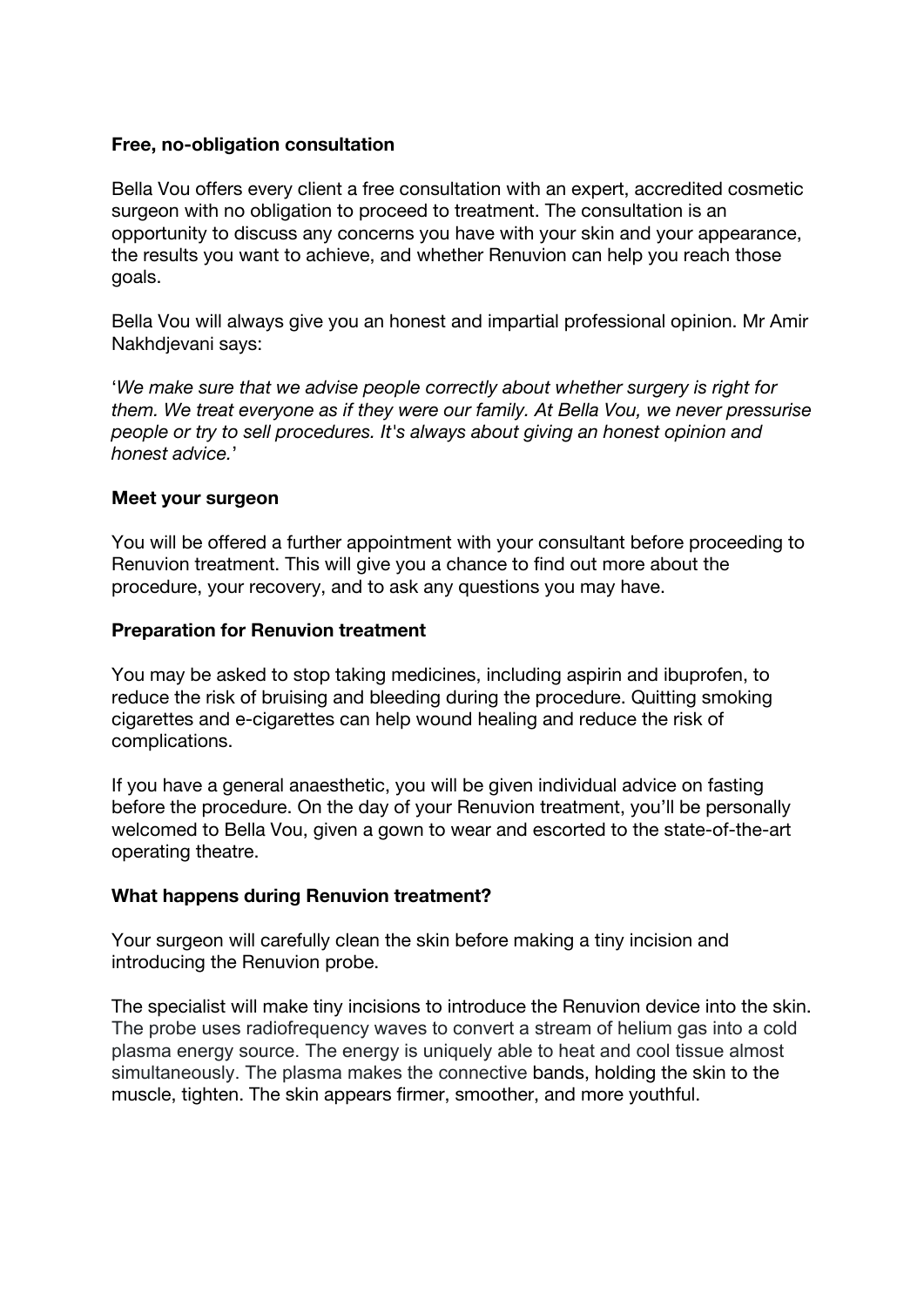**Free, no-obligation consultation**

Bella Vou offers every client a free consultation with an expert, accredited cosmetic surgeon with no obligation to proceed to treatment. The consultation is an opportunity to discuss any concerns you have with your skin and your appearance, the results you want to achieve, and whether Renuvion can help you reach those goals.

Bella Vou will always give you an honest and impartial professional opinion. Mr Amir Nakhdjevani says:

'*We make sure that we advise people correctly about whether surgery is right for them. We treat everyone as if they were our family. At Bella Vou, we never pressurise people or try to sell procedures. It's always about giving an honest opinion and honest advice.*'

**Meet your surgeon**

You will be offered a further appointment with your consultant before proceeding to Renuvion treatment. This will give you a chance to find out more about the procedure, your recovery, and to ask any questions you may have.

**Preparation for Renuvion treatment**

You may be asked to stop taking medicines, including aspirin and ibuprofen, to reduce the risk of bruising and bleeding during the procedure. Quitting smoking cigarettes and e-cigarettes can help wound healing and reduce the risk of complications.

If you have a general anaesthetic, you will be given individual advice on fasting before the procedure. On the day of your Renuvion treatment, you'll be personally welcomed to Bella Vou, given a gown to wear and escorted to the state-of-the-art operating theatre.

**What happens during Renuvion treatment?**

Your surgeon will carefully clean the skin before making a tiny incision and introducing the Renuvion probe.

The specialist will make tiny incisions to introduce the Renuvion device into the skin. The probe uses radiofrequency waves to convert a stream of helium gas into a cold plasma energy source. The energy is uniquely able to heat and cool tissue almost simultaneously. The plasma makes the connective bands, holding the skin to the muscle, tighten. The skin appears firmer, smoother, and more youthful.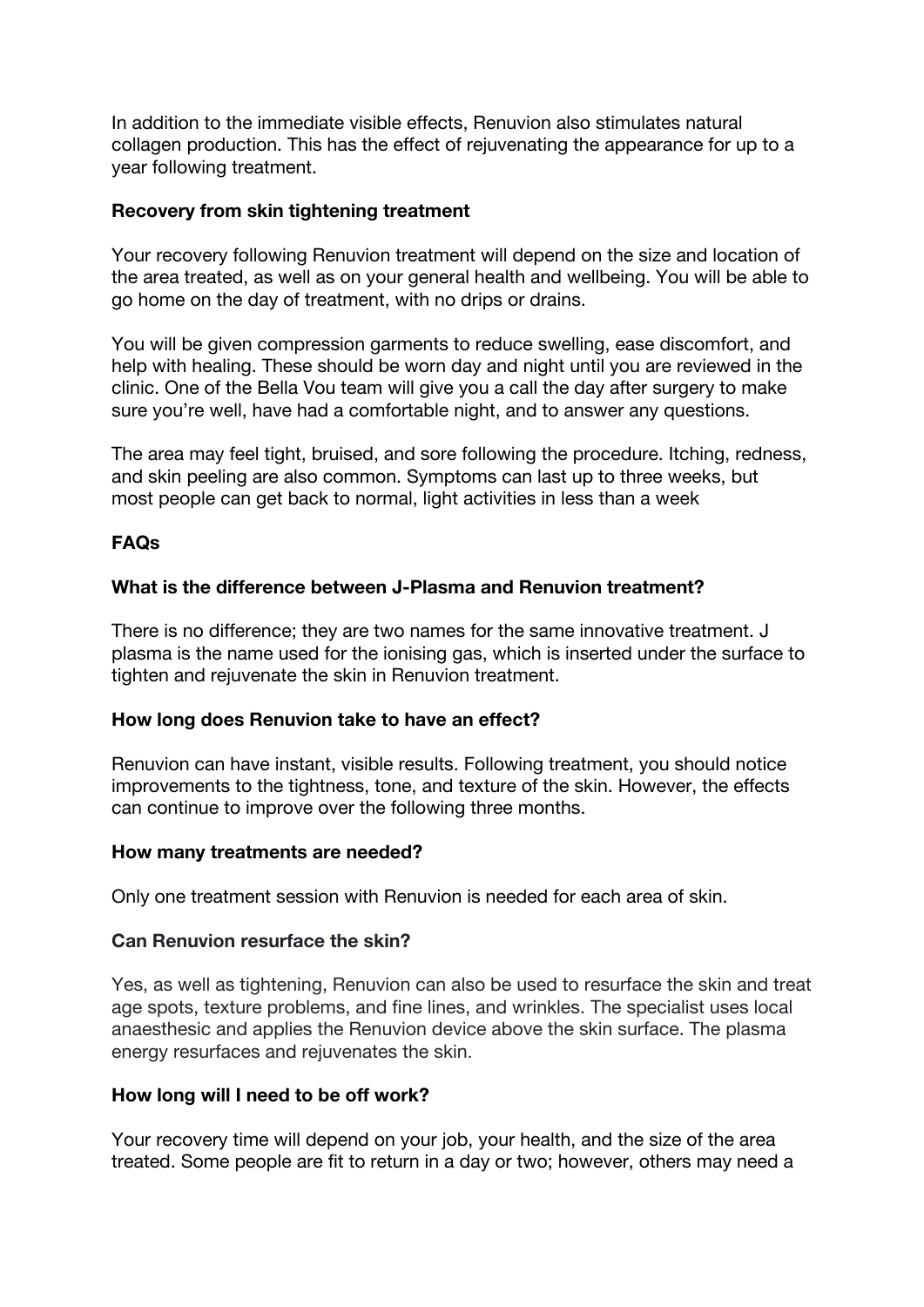In addition to the immediate visible effects, Renuvion also stimulates natural collagen production. This has the effect of rejuvenating the appearance for up to a year following treatment.

**Recovery from skin tightening treatment**

Your recovery following Renuvion treatment will depend on the size and location of the area treated, as well as on your general health and wellbeing. You will be able to go home on the day of treatment, with no drips or drains.

You will be given compression garments to reduce swelling, ease discomfort, and help with healing. These should be worn day and night until you are reviewed in the clinic. One of the Bella Vou team will give you a call the day after surgery to make sure you're well, have had a comfortable night, and to answer any questions.

The area may feel tight, bruised, and sore following the procedure. Itching, redness, and skin peeling are also common. Symptoms can last up to three weeks, but most people can get back to normal, light activities in less than a week

**FAQs**

**What is the difference between J-Plasma and Renuvion treatment?**

There is no difference; they are two names for the same innovative treatment. J plasma is the name used for the ionising gas, which is inserted under the surface to tighten and rejuvenate the skin in Renuvion treatment.

**How long does Renuvion take to have an effect?**

Renuvion can have instant, visible results. Following treatment, you should notice improvements to the tightness, tone, and texture of the skin. However, the effects can continue to improve over the following three months.

**How many treatments are needed?**

Only one treatment session with Renuvion is needed for each area of skin.

**Can Renuvion resurface the skin?**

Yes, as well as tightening, Renuvion can also be used to resurface the skin and treat age spots, texture problems, and fine lines, and wrinkles. The specialist uses local anaesthesic and applies the Renuvion device above the skin surface. The plasma energy resurfaces and rejuvenates the skin.

**How long will I need to be off work?**

Your recovery time will depend on your job, your health, and the size of the area treated. Some people are fit to return in a day or two; however, others may need a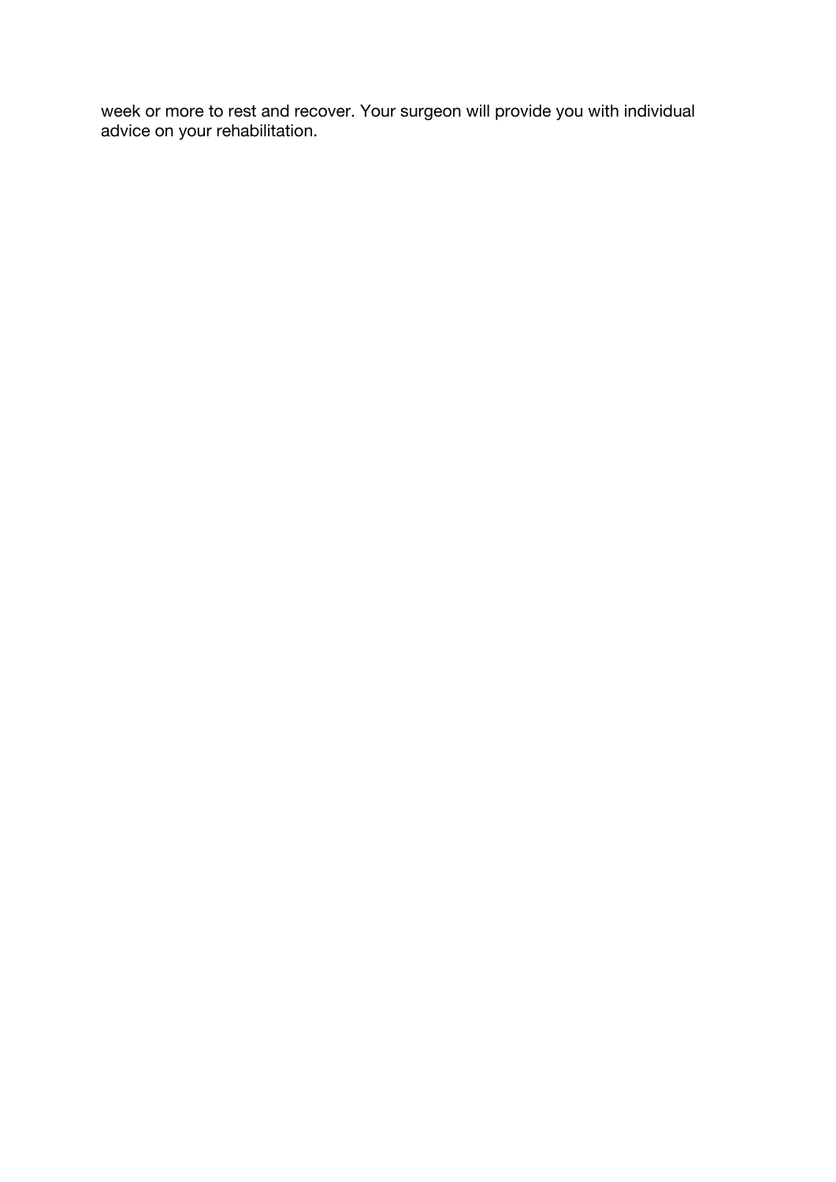week or more to rest and recover. Your surgeon will provide you with individual advice on your rehabilitation.